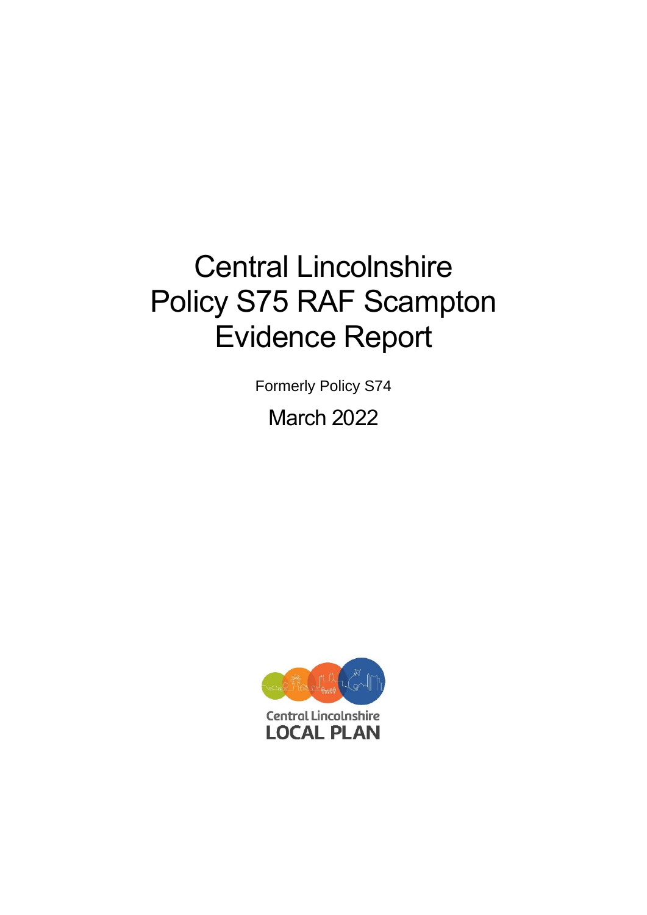# Central Lincolnshire Policy S75 RAF Scampton Evidence Report

Formerly Policy S74

March 2022

Central Lincolnshire
LOCAL PLAN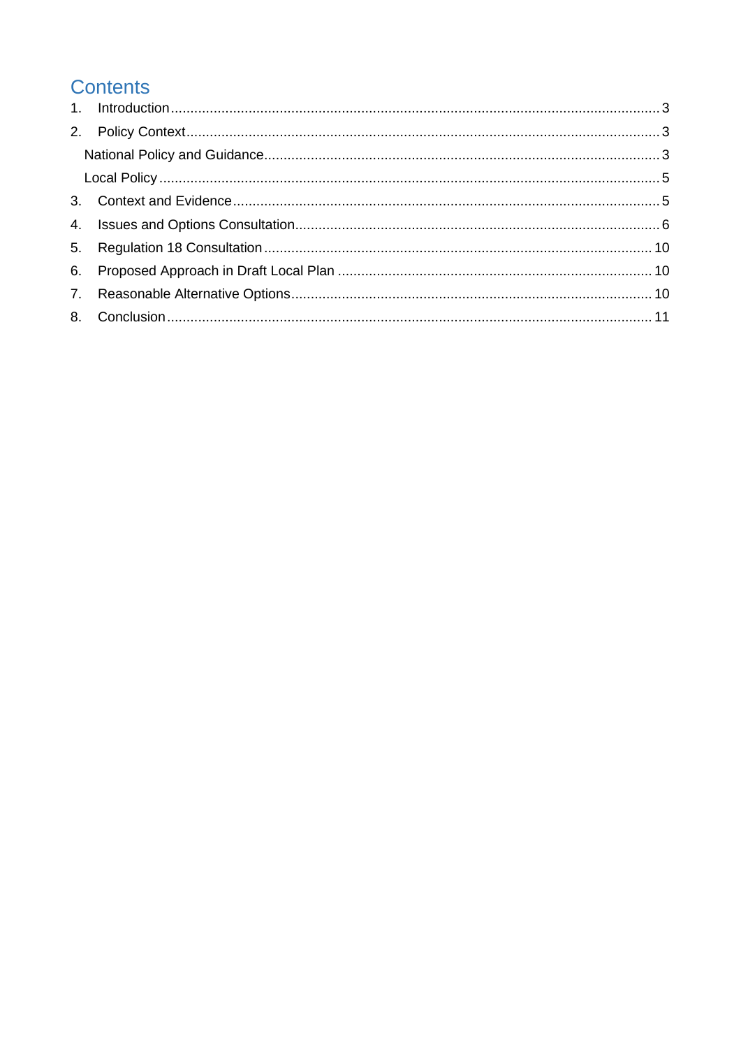# Contents

1. Introduction ... 3
2. Policy Context ... 3
   - National Policy and Guidance ... 3
   - Local Policy ... 5
3. Context and Evidence ... 5
4. Issues and Options Consultation ... 6
5. Regulation 18 Consultation ... 10
6. Proposed Approach in Draft Local Plan ... 10
7. Reasonable Alternative Options ... 10
8. Conclusion ... 11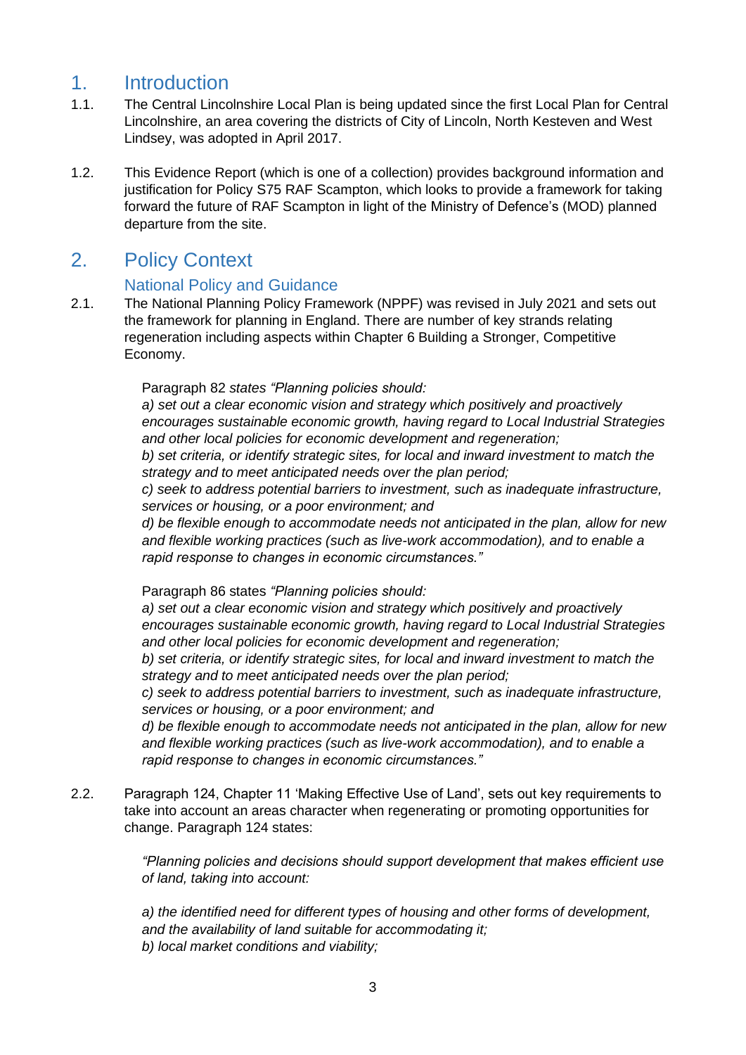# 1. Introduction

1.1. The Central Lincolnshire Local Plan is being updated since the first Local Plan for Central Lincolnshire, an area covering the districts of City of Lincoln, North Kesteven and West Lindsey, was adopted in April 2017.

1.2. This Evidence Report (which is one of a collection) provides background information and justification for Policy S75 RAF Scampton, which looks to provide a framework for taking forward the future of RAF Scampton in light of the Ministry of Defence's (MOD) planned departure from the site.

# 2. Policy Context

## National Policy and Guidance

2.1. The National Planning Policy Framework (NPPF) was revised in July 2021 and sets out the framework for planning in England. There are number of key strands relating regeneration including aspects within Chapter 6 Building a Stronger, Competitive Economy.

> Paragraph 82 *states "Planning policies should:*
> *a) set out a clear economic vision and strategy which positively and proactively encourages sustainable economic growth, having regard to Local Industrial Strategies and other local policies for economic development and regeneration;*
> *b) set criteria, or identify strategic sites, for local and inward investment to match the strategy and to meet anticipated needs over the plan period;*
> *c) seek to address potential barriers to investment, such as inadequate infrastructure, services or housing, or a poor environment; and*
> *d) be flexible enough to accommodate needs not anticipated in the plan, allow for new and flexible working practices (such as live-work accommodation), and to enable a rapid response to changes in economic circumstances."*

> Paragraph 86 states *"Planning policies should:*
> *a) set out a clear economic vision and strategy which positively and proactively encourages sustainable economic growth, having regard to Local Industrial Strategies and other local policies for economic development and regeneration;*
> *b) set criteria, or identify strategic sites, for local and inward investment to match the strategy and to meet anticipated needs over the plan period;*
> *c) seek to address potential barriers to investment, such as inadequate infrastructure, services or housing, or a poor environment; and*
> *d) be flexible enough to accommodate needs not anticipated in the plan, allow for new and flexible working practices (such as live-work accommodation), and to enable a rapid response to changes in economic circumstances."*

2.2. Paragraph 124, Chapter 11 'Making Effective Use of Land', sets out key requirements to take into account an areas character when regenerating or promoting opportunities for change. Paragraph 124 states:

> *"Planning policies and decisions should support development that makes efficient use of land, taking into account:*
>
> *a) the identified need for different types of housing and other forms of development, and the availability of land suitable for accommodating it;*
> *b) local market conditions and viability;*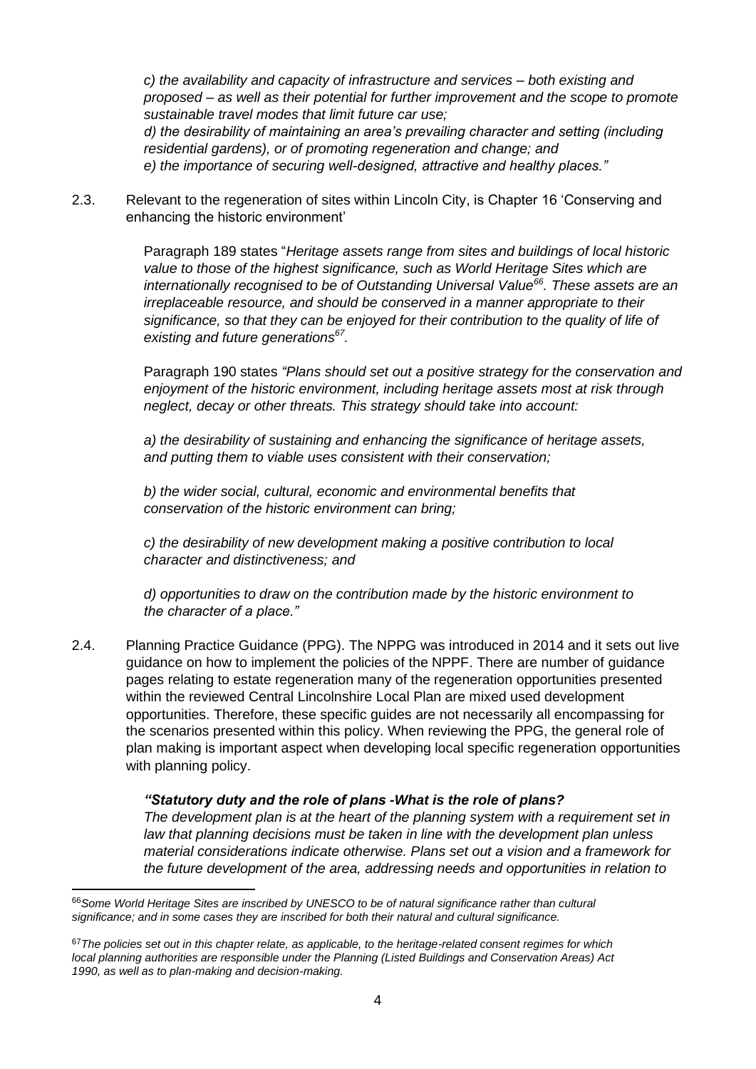*c) the availability and capacity of infrastructure and services – both existing and proposed – as well as their potential for further improvement and the scope to promote sustainable travel modes that limit future car use;*
*d) the desirability of maintaining an area's prevailing character and setting (including residential gardens), or of promoting regeneration and change; and*
*e) the importance of securing well-designed, attractive and healthy places."*

2.3. Relevant to the regeneration of sites within Lincoln City, is Chapter 16 'Conserving and enhancing the historic environment'

Paragraph 189 states "*Heritage assets range from sites and buildings of local historic value to those of the highest significance, such as World Heritage Sites which are internationally recognised to be of Outstanding Universal Value*[66]*. These assets are an irreplaceable resource, and should be conserved in a manner appropriate to their significance, so that they can be enjoyed for their contribution to the quality of life of existing and future generations*[67]*.*

Paragraph 190 states *"Plans should set out a positive strategy for the conservation and enjoyment of the historic environment, including heritage assets most at risk through neglect, decay or other threats. This strategy should take into account:*

*a) the desirability of sustaining and enhancing the significance of heritage assets, and putting them to viable uses consistent with their conservation;*

*b) the wider social, cultural, economic and environmental benefits that conservation of the historic environment can bring;*

*c) the desirability of new development making a positive contribution to local character and distinctiveness; and*

*d) opportunities to draw on the contribution made by the historic environment to the character of a place."*

2.4. Planning Practice Guidance (PPG). The NPPG was introduced in 2014 and it sets out live guidance on how to implement the policies of the NPPF. There are number of guidance pages relating to estate regeneration many of the regeneration opportunities presented within the reviewed Central Lincolnshire Local Plan are mixed used development opportunities. Therefore, these specific guides are not necessarily all encompassing for the scenarios presented within this policy. When reviewing the PPG, the general role of plan making is important aspect when developing local specific regeneration opportunities with planning policy.

***"Statutory duty and the role of plans -What is the role of plans?***
*The development plan is at the heart of the planning system with a requirement set in law that planning decisions must be taken in line with the development plan unless material considerations indicate otherwise. Plans set out a vision and a framework for the future development of the area, addressing needs and opportunities in relation to*

---

[66] *Some World Heritage Sites are inscribed by UNESCO to be of natural significance rather than cultural significance; and in some cases they are inscribed for both their natural and cultural significance.*

[67] *The policies set out in this chapter relate, as applicable, to the heritage-related consent regimes for which local planning authorities are responsible under the Planning (Listed Buildings and Conservation Areas) Act 1990, as well as to plan-making and decision-making.*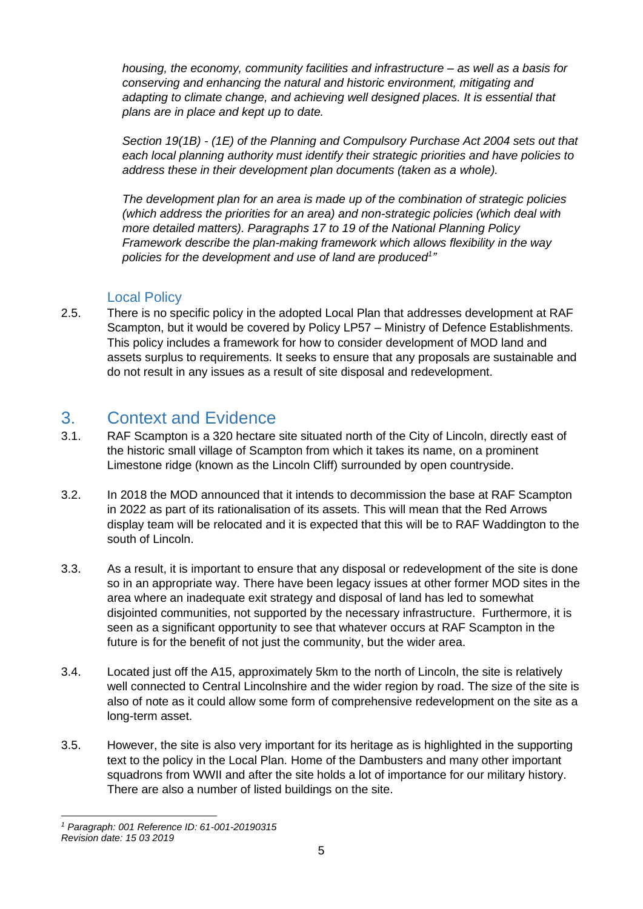*housing, the economy, community facilities and infrastructure – as well as a basis for conserving and enhancing the natural and historic environment, mitigating and adapting to climate change, and achieving well designed places. It is essential that plans are in place and kept up to date.*

*Section 19(1B) - (1E) of the Planning and Compulsory Purchase Act 2004 sets out that each local planning authority must identify their strategic priorities and have policies to address these in their development plan documents (taken as a whole).*

*The development plan for an area is made up of the combination of strategic policies (which address the priorities for an area) and non-strategic policies (which deal with more detailed matters). Paragraphs 17 to 19 of the National Planning Policy Framework describe the plan-making framework which allows flexibility in the way policies for the development and use of land are produced[1]"*

### Local Policy

2.5. There is no specific policy in the adopted Local Plan that addresses development at RAF Scampton, but it would be covered by Policy LP57 – Ministry of Defence Establishments. This policy includes a framework for how to consider development of MOD land and assets surplus to requirements. It seeks to ensure that any proposals are sustainable and do not result in any issues as a result of site disposal and redevelopment.

## 3. Context and Evidence

3.1. RAF Scampton is a 320 hectare site situated north of the City of Lincoln, directly east of the historic small village of Scampton from which it takes its name, on a prominent Limestone ridge (known as the Lincoln Cliff) surrounded by open countryside.

3.2. In 2018 the MOD announced that it intends to decommission the base at RAF Scampton in 2022 as part of its rationalisation of its assets. This will mean that the Red Arrows display team will be relocated and it is expected that this will be to RAF Waddington to the south of Lincoln.

3.3. As a result, it is important to ensure that any disposal or redevelopment of the site is done so in an appropriate way. There have been legacy issues at other former MOD sites in the area where an inadequate exit strategy and disposal of land has led to somewhat disjointed communities, not supported by the necessary infrastructure. Furthermore, it is seen as a significant opportunity to see that whatever occurs at RAF Scampton in the future is for the benefit of not just the community, but the wider area.

3.4. Located just off the A15, approximately 5km to the north of Lincoln, the site is relatively well connected to Central Lincolnshire and the wider region by road. The size of the site is also of note as it could allow some form of comprehensive redevelopment on the site as a long-term asset.

3.5. However, the site is also very important for its heritage as is highlighted in the supporting text to the policy in the Local Plan. Home of the Dambusters and many other important squadrons from WWII and after the site holds a lot of importance for our military history. There are also a number of listed buildings on the site.

---

[1] *Paragraph: 001 Reference ID: 61-001-20190315*
*Revision date: 15 03 2019*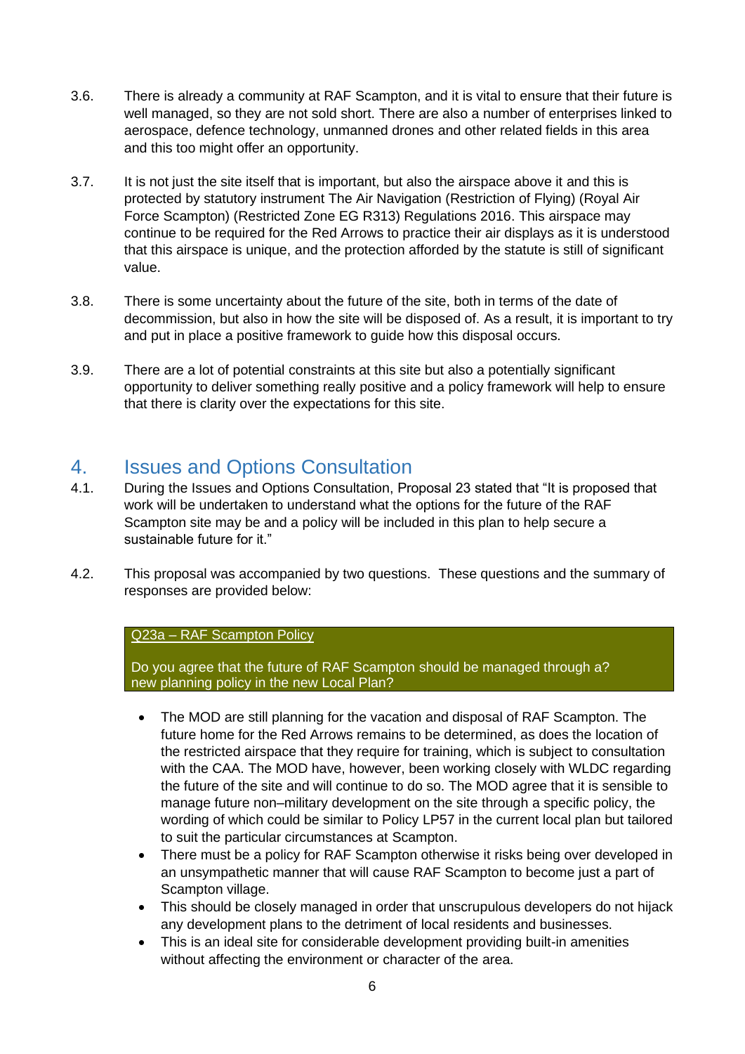3.6. There is already a community at RAF Scampton, and it is vital to ensure that their future is well managed, so they are not sold short. There are also a number of enterprises linked to aerospace, defence technology, unmanned drones and other related fields in this area and this too might offer an opportunity.

3.7. It is not just the site itself that is important, but also the airspace above it and this is protected by statutory instrument The Air Navigation (Restriction of Flying) (Royal Air Force Scampton) (Restricted Zone EG R313) Regulations 2016. This airspace may continue to be required for the Red Arrows to practice their air displays as it is understood that this airspace is unique, and the protection afforded by the statute is still of significant value.

3.8. There is some uncertainty about the future of the site, both in terms of the date of decommission, but also in how the site will be disposed of. As a result, it is important to try and put in place a positive framework to guide how this disposal occurs.

3.9. There are a lot of potential constraints at this site but also a potentially significant opportunity to deliver something really positive and a policy framework will help to ensure that there is clarity over the expectations for this site.

# 4. Issues and Options Consultation

4.1. During the Issues and Options Consultation, Proposal 23 stated that "It is proposed that work will be undertaken to understand what the options for the future of the RAF Scampton site may be and a policy will be included in this plan to help secure a sustainable future for it."

4.2. This proposal was accompanied by two questions. These questions and the summary of responses are provided below:

| Q23a – RAF Scampton Policy<br><br>Do you agree that the future of RAF Scampton should be managed through a? new planning policy in the new Local Plan? |
|---|

- The MOD are still planning for the vacation and disposal of RAF Scampton. The future home for the Red Arrows remains to be determined, as does the location of the restricted airspace that they require for training, which is subject to consultation with the CAA. The MOD have, however, been working closely with WLDC regarding the future of the site and will continue to do so. The MOD agree that it is sensible to manage future non–military development on the site through a specific policy, the wording of which could be similar to Policy LP57 in the current local plan but tailored to suit the particular circumstances at Scampton.
- There must be a policy for RAF Scampton otherwise it risks being over developed in an unsympathetic manner that will cause RAF Scampton to become just a part of Scampton village.
- This should be closely managed in order that unscrupulous developers do not hijack any development plans to the detriment of local residents and businesses.
- This is an ideal site for considerable development providing built-in amenities without affecting the environment or character of the area.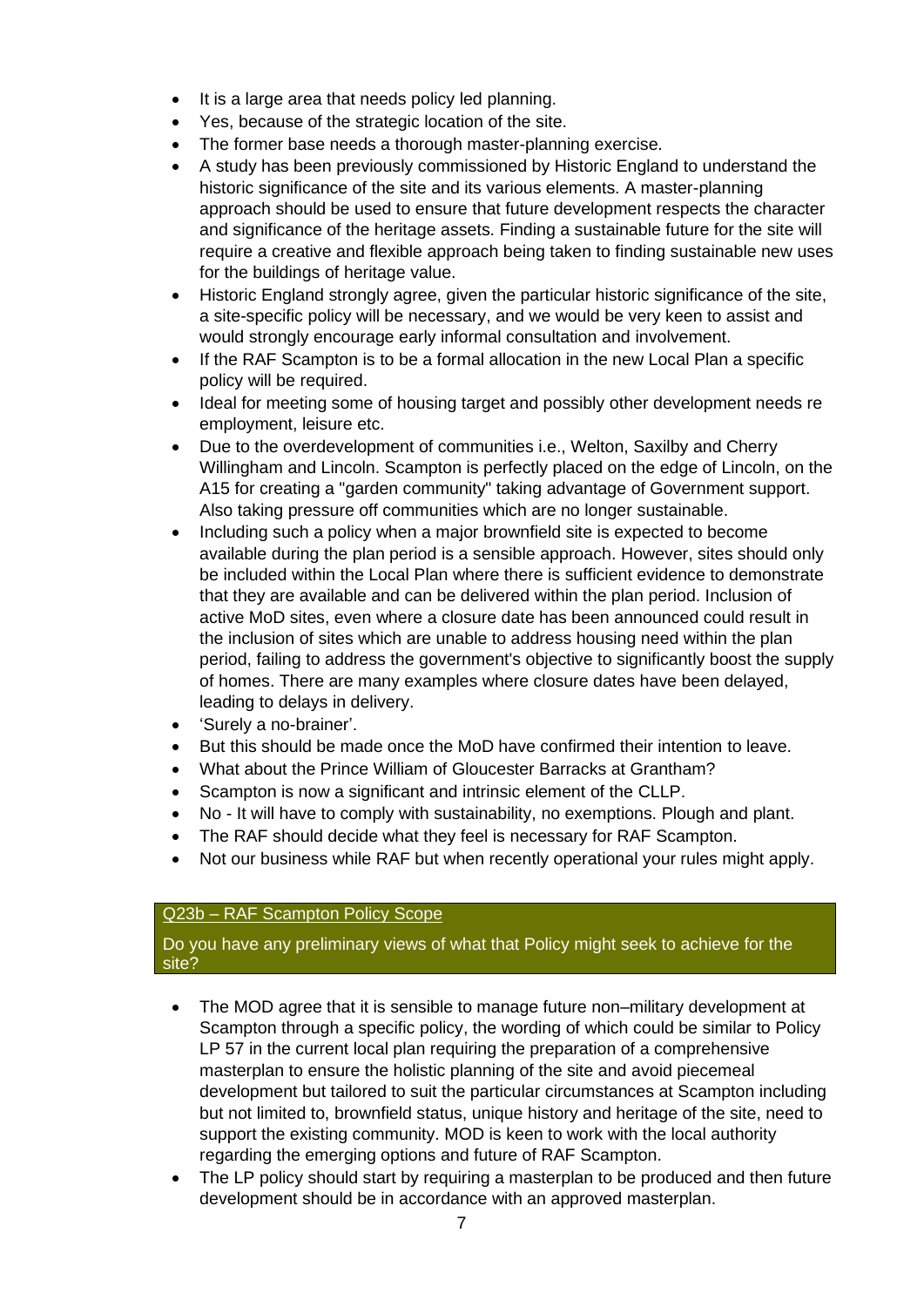- It is a large area that needs policy led planning.
- Yes, because of the strategic location of the site.
- The former base needs a thorough master-planning exercise.
- A study has been previously commissioned by Historic England to understand the historic significance of the site and its various elements. A master-planning approach should be used to ensure that future development respects the character and significance of the heritage assets. Finding a sustainable future for the site will require a creative and flexible approach being taken to finding sustainable new uses for the buildings of heritage value.
- Historic England strongly agree, given the particular historic significance of the site, a site-specific policy will be necessary, and we would be very keen to assist and would strongly encourage early informal consultation and involvement.
- If the RAF Scampton is to be a formal allocation in the new Local Plan a specific policy will be required.
- Ideal for meeting some of housing target and possibly other development needs re employment, leisure etc.
- Due to the overdevelopment of communities i.e., Welton, Saxilby and Cherry Willingham and Lincoln. Scampton is perfectly placed on the edge of Lincoln, on the A15 for creating a "garden community" taking advantage of Government support. Also taking pressure off communities which are no longer sustainable.
- Including such a policy when a major brownfield site is expected to become available during the plan period is a sensible approach. However, sites should only be included within the Local Plan where there is sufficient evidence to demonstrate that they are available and can be delivered within the plan period. Inclusion of active MoD sites, even where a closure date has been announced could result in the inclusion of sites which are unable to address housing need within the plan period, failing to address the government's objective to significantly boost the supply of homes. There are many examples where closure dates have been delayed, leading to delays in delivery.
- 'Surely a no-brainer'.
- But this should be made once the MoD have confirmed their intention to leave.
- What about the Prince William of Gloucester Barracks at Grantham?
- Scampton is now a significant and intrinsic element of the CLLP.
- No - It will have to comply with sustainability, no exemptions. Plough and plant.
- The RAF should decide what they feel is necessary for RAF Scampton.
- Not our business while RAF but when recently operational your rules might apply.

## Q23b – RAF Scampton Policy Scope

Do you have any preliminary views of what that Policy might seek to achieve for the site?

- The MOD agree that it is sensible to manage future non–military development at Scampton through a specific policy, the wording of which could be similar to Policy LP 57 in the current local plan requiring the preparation of a comprehensive masterplan to ensure the holistic planning of the site and avoid piecemeal development but tailored to suit the particular circumstances at Scampton including but not limited to, brownfield status, unique history and heritage of the site, need to support the existing community. MOD is keen to work with the local authority regarding the emerging options and future of RAF Scampton.
- The LP policy should start by requiring a masterplan to be produced and then future development should be in accordance with an approved masterplan.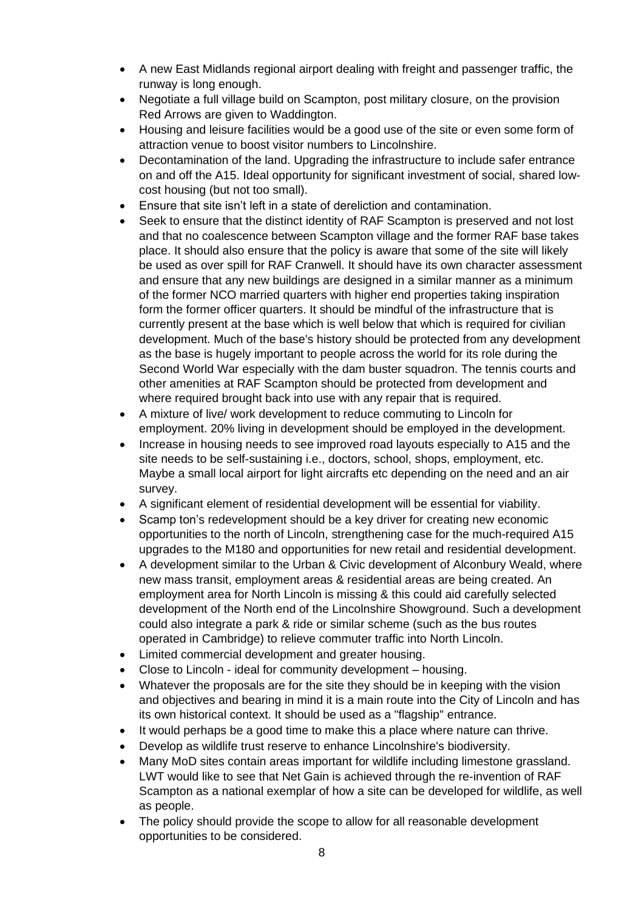- A new East Midlands regional airport dealing with freight and passenger traffic, the runway is long enough.
- Negotiate a full village build on Scampton, post military closure, on the provision Red Arrows are given to Waddington.
- Housing and leisure facilities would be a good use of the site or even some form of attraction venue to boost visitor numbers to Lincolnshire.
- Decontamination of the land. Upgrading the infrastructure to include safer entrance on and off the A15. Ideal opportunity for significant investment of social, shared low-cost housing (but not too small).
- Ensure that site isn't left in a state of dereliction and contamination.
- Seek to ensure that the distinct identity of RAF Scampton is preserved and not lost and that no coalescence between Scampton village and the former RAF base takes place. It should also ensure that the policy is aware that some of the site will likely be used as over spill for RAF Cranwell. It should have its own character assessment and ensure that any new buildings are designed in a similar manner as a minimum of the former NCO married quarters with higher end properties taking inspiration form the former officer quarters. It should be mindful of the infrastructure that is currently present at the base which is well below that which is required for civilian development. Much of the base's history should be protected from any development as the base is hugely important to people across the world for its role during the Second World War especially with the dam buster squadron. The tennis courts and other amenities at RAF Scampton should be protected from development and where required brought back into use with any repair that is required.
- A mixture of live/ work development to reduce commuting to Lincoln for employment. 20% living in development should be employed in the development.
- Increase in housing needs to see improved road layouts especially to A15 and the site needs to be self-sustaining i.e., doctors, school, shops, employment, etc. Maybe a small local airport for light aircrafts etc depending on the need and an air survey.
- A significant element of residential development will be essential for viability.
- Scamp ton's redevelopment should be a key driver for creating new economic opportunities to the north of Lincoln, strengthening case for the much-required A15 upgrades to the M180 and opportunities for new retail and residential development.
- A development similar to the Urban & Civic development of Alconbury Weald, where new mass transit, employment areas & residential areas are being created. An employment area for North Lincoln is missing & this could aid carefully selected development of the North end of the Lincolnshire Showground. Such a development could also integrate a park & ride or similar scheme (such as the bus routes operated in Cambridge) to relieve commuter traffic into North Lincoln.
- Limited commercial development and greater housing.
- Close to Lincoln - ideal for community development – housing.
- Whatever the proposals are for the site they should be in keeping with the vision and objectives and bearing in mind it is a main route into the City of Lincoln and has its own historical context. It should be used as a "flagship" entrance.
- It would perhaps be a good time to make this a place where nature can thrive.
- Develop as wildlife trust reserve to enhance Lincolnshire's biodiversity.
- Many MoD sites contain areas important for wildlife including limestone grassland. LWT would like to see that Net Gain is achieved through the re-invention of RAF Scampton as a national exemplar of how a site can be developed for wildlife, as well as people.
- The policy should provide the scope to allow for all reasonable development opportunities to be considered.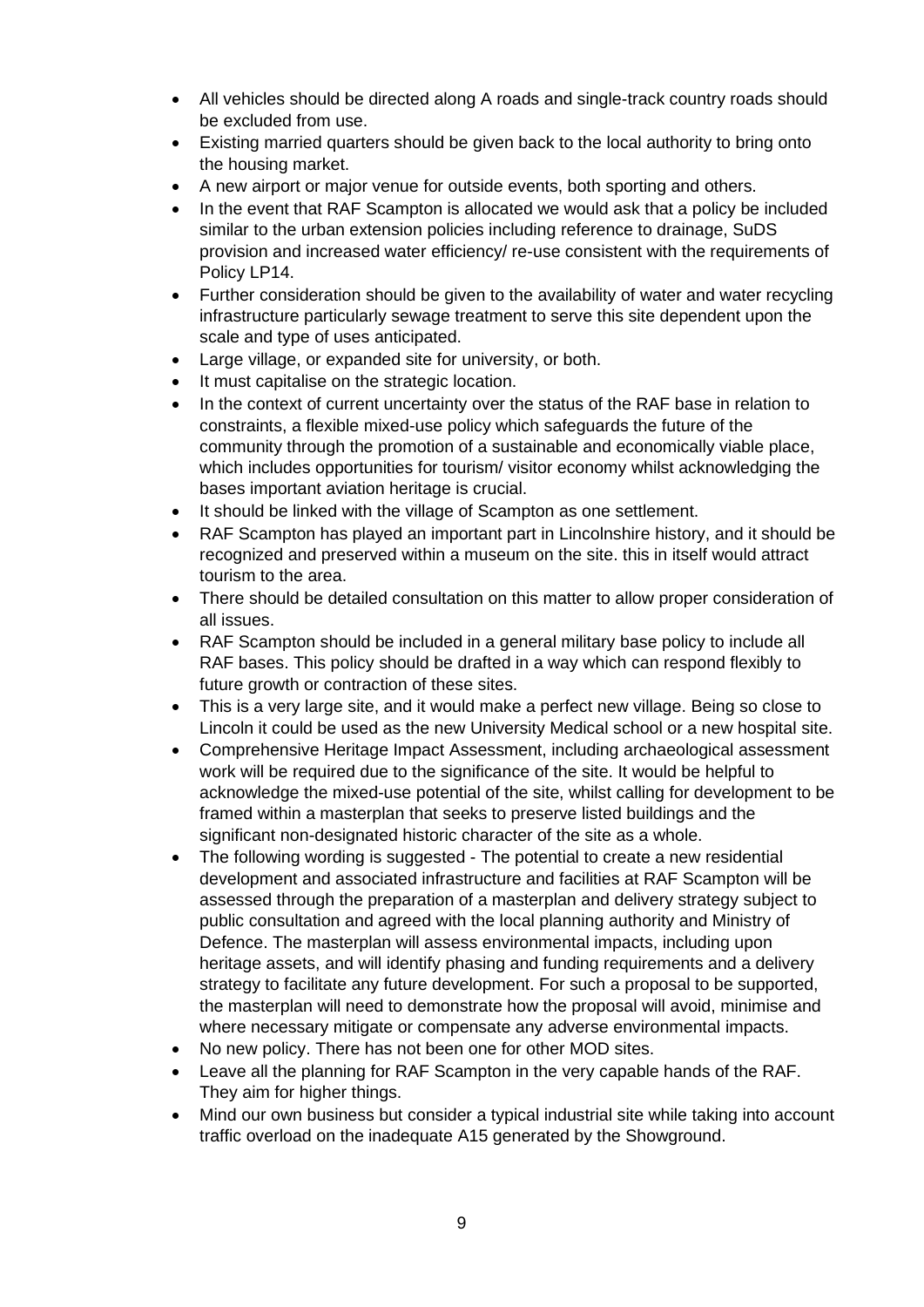- All vehicles should be directed along A roads and single-track country roads should be excluded from use.
- Existing married quarters should be given back to the local authority to bring onto the housing market.
- A new airport or major venue for outside events, both sporting and others.
- In the event that RAF Scampton is allocated we would ask that a policy be included similar to the urban extension policies including reference to drainage, SuDS provision and increased water efficiency/ re-use consistent with the requirements of Policy LP14.
- Further consideration should be given to the availability of water and water recycling infrastructure particularly sewage treatment to serve this site dependent upon the scale and type of uses anticipated.
- Large village, or expanded site for university, or both.
- It must capitalise on the strategic location.
- In the context of current uncertainty over the status of the RAF base in relation to constraints, a flexible mixed-use policy which safeguards the future of the community through the promotion of a sustainable and economically viable place, which includes opportunities for tourism/ visitor economy whilst acknowledging the bases important aviation heritage is crucial.
- It should be linked with the village of Scampton as one settlement.
- RAF Scampton has played an important part in Lincolnshire history, and it should be recognized and preserved within a museum on the site. this in itself would attract tourism to the area.
- There should be detailed consultation on this matter to allow proper consideration of all issues.
- RAF Scampton should be included in a general military base policy to include all RAF bases. This policy should be drafted in a way which can respond flexibly to future growth or contraction of these sites.
- This is a very large site, and it would make a perfect new village. Being so close to Lincoln it could be used as the new University Medical school or a new hospital site.
- Comprehensive Heritage Impact Assessment, including archaeological assessment work will be required due to the significance of the site. It would be helpful to acknowledge the mixed-use potential of the site, whilst calling for development to be framed within a masterplan that seeks to preserve listed buildings and the significant non-designated historic character of the site as a whole.
- The following wording is suggested - The potential to create a new residential development and associated infrastructure and facilities at RAF Scampton will be assessed through the preparation of a masterplan and delivery strategy subject to public consultation and agreed with the local planning authority and Ministry of Defence. The masterplan will assess environmental impacts, including upon heritage assets, and will identify phasing and funding requirements and a delivery strategy to facilitate any future development. For such a proposal to be supported, the masterplan will need to demonstrate how the proposal will avoid, minimise and where necessary mitigate or compensate any adverse environmental impacts.
- No new policy. There has not been one for other MOD sites.
- Leave all the planning for RAF Scampton in the very capable hands of the RAF. They aim for higher things.
- Mind our own business but consider a typical industrial site while taking into account traffic overload on the inadequate A15 generated by the Showground.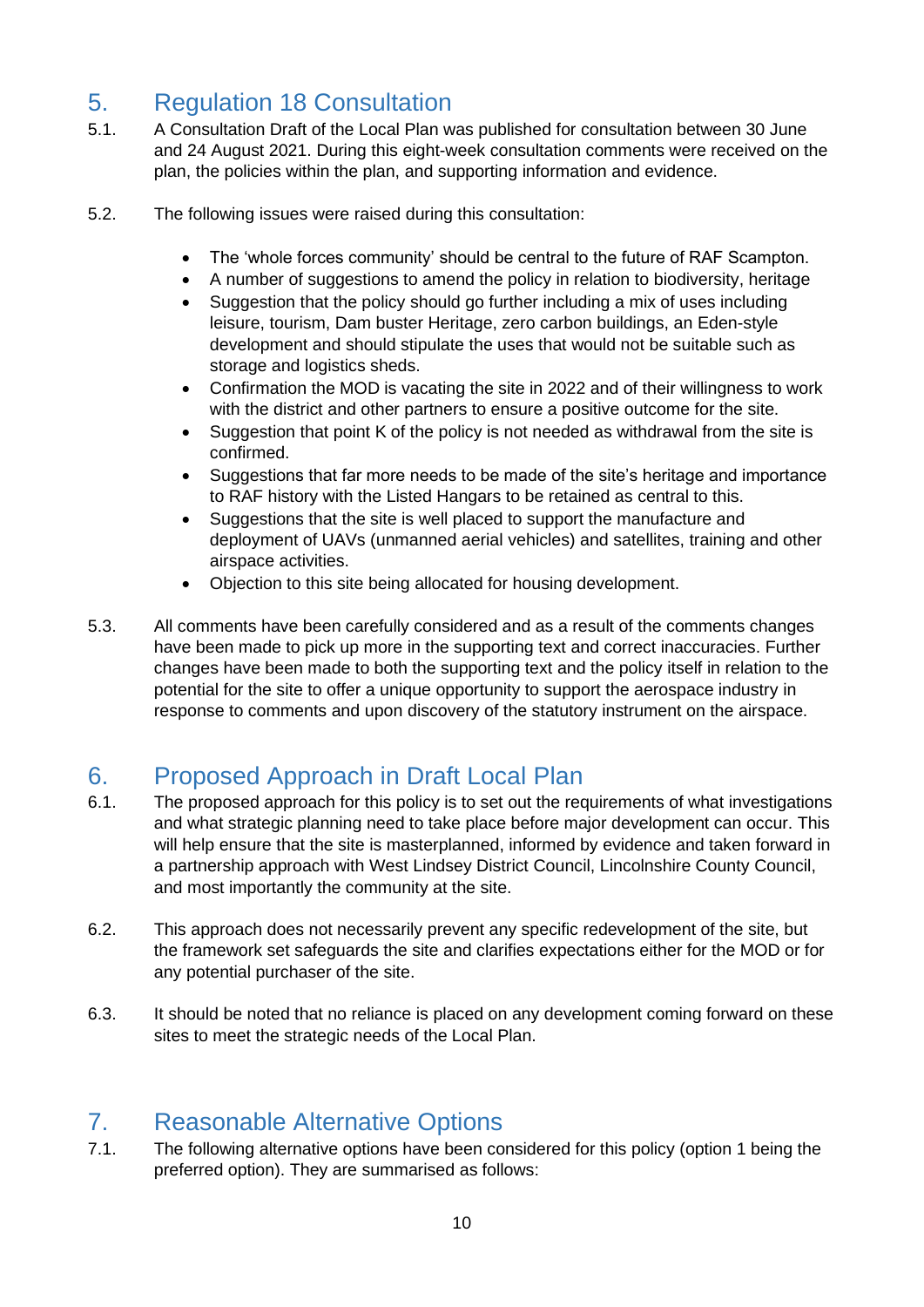## 5. Regulation 18 Consultation

5.1. A Consultation Draft of the Local Plan was published for consultation between 30 June and 24 August 2021. During this eight-week consultation comments were received on the plan, the policies within the plan, and supporting information and evidence.

5.2. The following issues were raised during this consultation:

- The 'whole forces community' should be central to the future of RAF Scampton.
- A number of suggestions to amend the policy in relation to biodiversity, heritage
- Suggestion that the policy should go further including a mix of uses including leisure, tourism, Dam buster Heritage, zero carbon buildings, an Eden-style development and should stipulate the uses that would not be suitable such as storage and logistics sheds.
- Confirmation the MOD is vacating the site in 2022 and of their willingness to work with the district and other partners to ensure a positive outcome for the site.
- Suggestion that point K of the policy is not needed as withdrawal from the site is confirmed.
- Suggestions that far more needs to be made of the site's heritage and importance to RAF history with the Listed Hangars to be retained as central to this.
- Suggestions that the site is well placed to support the manufacture and deployment of UAVs (unmanned aerial vehicles) and satellites, training and other airspace activities.
- Objection to this site being allocated for housing development.

5.3. All comments have been carefully considered and as a result of the comments changes have been made to pick up more in the supporting text and correct inaccuracies. Further changes have been made to both the supporting text and the policy itself in relation to the potential for the site to offer a unique opportunity to support the aerospace industry in response to comments and upon discovery of the statutory instrument on the airspace.

## 6. Proposed Approach in Draft Local Plan

6.1. The proposed approach for this policy is to set out the requirements of what investigations and what strategic planning need to take place before major development can occur. This will help ensure that the site is masterplanned, informed by evidence and taken forward in a partnership approach with West Lindsey District Council, Lincolnshire County Council, and most importantly the community at the site.

6.2. This approach does not necessarily prevent any specific redevelopment of the site, but the framework set safeguards the site and clarifies expectations either for the MOD or for any potential purchaser of the site.

6.3. It should be noted that no reliance is placed on any development coming forward on these sites to meet the strategic needs of the Local Plan.

## 7. Reasonable Alternative Options

7.1. The following alternative options have been considered for this policy (option 1 being the preferred option). They are summarised as follows: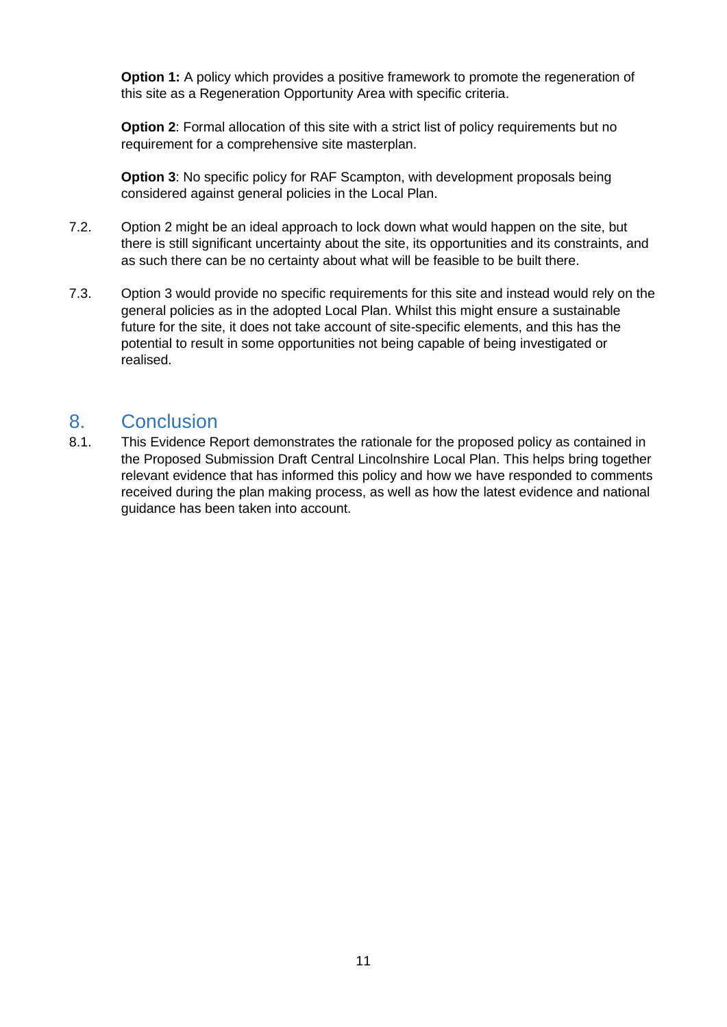**Option 1:** A policy which provides a positive framework to promote the regeneration of this site as a Regeneration Opportunity Area with specific criteria.

**Option 2**: Formal allocation of this site with a strict list of policy requirements but no requirement for a comprehensive site masterplan.

**Option 3**: No specific policy for RAF Scampton, with development proposals being considered against general policies in the Local Plan.

7.2. Option 2 might be an ideal approach to lock down what would happen on the site, but there is still significant uncertainty about the site, its opportunities and its constraints, and as such there can be no certainty about what will be feasible to be built there.

7.3. Option 3 would provide no specific requirements for this site and instead would rely on the general policies as in the adopted Local Plan. Whilst this might ensure a sustainable future for the site, it does not take account of site-specific elements, and this has the potential to result in some opportunities not being capable of being investigated or realised.

## 8. Conclusion

8.1. This Evidence Report demonstrates the rationale for the proposed policy as contained in the Proposed Submission Draft Central Lincolnshire Local Plan. This helps bring together relevant evidence that has informed this policy and how we have responded to comments received during the plan making process, as well as how the latest evidence and national guidance has been taken into account.